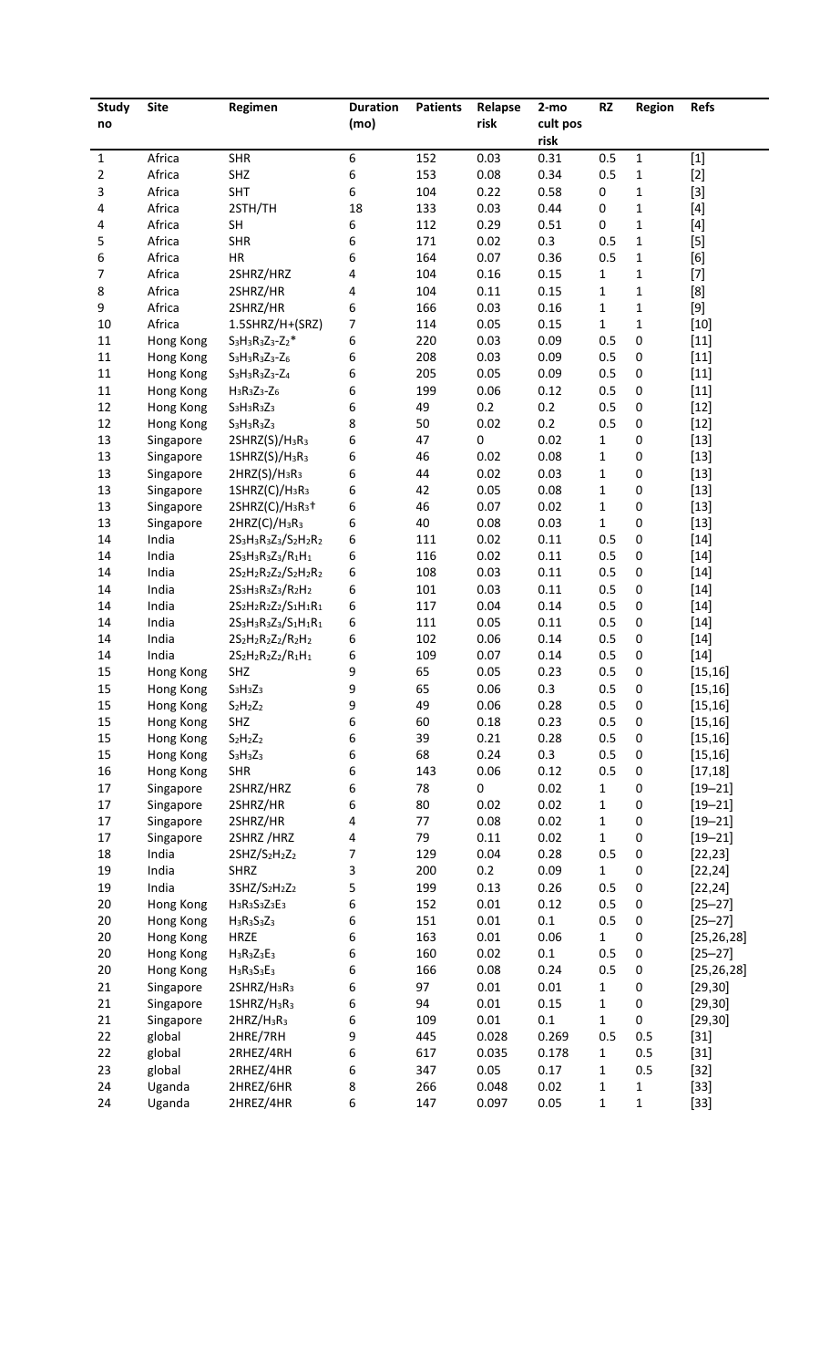| Study no | Site | Regimen | Duration (mo) | Patients | Relapse risk | 2-mo cult pos risk | RZ | Region | Refs |
|---|---|---|---|---|---|---|---|---|---|
| 1 | Africa | SHR | 6 | 152 | 0.03 | 0.31 | 0.5 | 1 | [1] |
| 2 | Africa | SHZ | 6 | 153 | 0.08 | 0.34 | 0.5 | 1 | [2] |
| 3 | Africa | SHT | 6 | 104 | 0.22 | 0.58 | 0 | 1 | [3] |
| 4 | Africa | 2STH/TH | 18 | 133 | 0.03 | 0.44 | 0 | 1 | [4] |
| 4 | Africa | SH | 6 | 112 | 0.29 | 0.51 | 0 | 1 | [4] |
| 5 | Africa | SHR | 6 | 171 | 0.02 | 0.3 | 0.5 | 1 | [5] |
| 6 | Africa | HR | 6 | 164 | 0.07 | 0.36 | 0.5 | 1 | [6] |
| 7 | Africa | 2SHRZ/HRZ | 4 | 104 | 0.16 | 0.15 | 1 | 1 | [7] |
| 8 | Africa | 2SHRZ/HR | 4 | 104 | 0.11 | 0.15 | 1 | 1 | [8] |
| 9 | Africa | 2SHRZ/HR | 6 | 166 | 0.03 | 0.16 | 1 | 1 | [9] |
| 10 | Africa | 1.5SHRZ/H+(SRZ) | 7 | 114 | 0.05 | 0.15 | 1 | 1 | [10] |
| 11 | Hong Kong | $S_3H_3R_3Z_3$-$Z_2$* | 6 | 220 | 0.03 | 0.09 | 0.5 | 0 | [11] |
| 11 | Hong Kong | $S_3H_3R_3Z_3$-$Z_6$ | 6 | 208 | 0.03 | 0.09 | 0.5 | 0 | [11] |
| 11 | Hong Kong | $S_3H_3R_3Z_3$-$Z_4$ | 6 | 205 | 0.05 | 0.09 | 0.5 | 0 | [11] |
| 11 | Hong Kong | $H_3R_3Z_3$-$Z_6$ | 6 | 199 | 0.06 | 0.12 | 0.5 | 0 | [11] |
| 12 | Hong Kong | $S_3H_3R_3Z_3$ | 6 | 49 | 0.2 | 0.2 | 0.5 | 0 | [12] |
| 12 | Hong Kong | $S_3H_3R_3Z_3$ | 8 | 50 | 0.02 | 0.2 | 0.5 | 0 | [12] |
| 13 | Singapore | 2SHRZ(S)/$H_3R_3$ | 6 | 47 | 0 | 0.02 | 1 | 0 | [13] |
| 13 | Singapore | 1SHRZ(S)/$H_3R_3$ | 6 | 46 | 0.02 | 0.08 | 1 | 0 | [13] |
| 13 | Singapore | 2HRZ(S)/$H_3R_3$ | 6 | 44 | 0.02 | 0.03 | 1 | 0 | [13] |
| 13 | Singapore | 1SHRZ(C)/$H_3R_3$ | 6 | 42 | 0.05 | 0.08 | 1 | 0 | [13] |
| 13 | Singapore | 2SHRZ(C)/$H_3R_3$† | 6 | 46 | 0.07 | 0.02 | 1 | 0 | [13] |
| 13 | Singapore | 2HRZ(C)/$H_3R_3$ | 6 | 40 | 0.08 | 0.03 | 1 | 0 | [13] |
| 14 | India | $2S_3H_3R_3Z_3/S_2H_2R_2$ | 6 | 111 | 0.02 | 0.11 | 0.5 | 0 | [14] |
| 14 | India | $2S_3H_3R_3Z_3/R_1H_1$ | 6 | 116 | 0.02 | 0.11 | 0.5 | 0 | [14] |
| 14 | India | $2S_2H_2R_2Z_2/S_2H_2R_2$ | 6 | 108 | 0.03 | 0.11 | 0.5 | 0 | [14] |
| 14 | India | $2S_3H_3R_3Z_3/R_2H_2$ | 6 | 101 | 0.03 | 0.11 | 0.5 | 0 | [14] |
| 14 | India | $2S_2H_2R_2Z_2/S_1H_1R_1$ | 6 | 117 | 0.04 | 0.14 | 0.5 | 0 | [14] |
| 14 | India | $2S_3H_3R_3Z_3/S_1H_1R_1$ | 6 | 111 | 0.05 | 0.11 | 0.5 | 0 | [14] |
| 14 | India | $2S_2H_2R_2Z_2/R_2H_2$ | 6 | 102 | 0.06 | 0.14 | 0.5 | 0 | [14] |
| 14 | India | $2S_2H_2R_2Z_2/R_1H_1$ | 6 | 109 | 0.07 | 0.14 | 0.5 | 0 | [14] |
| 15 | Hong Kong | SHZ | 9 | 65 | 0.05 | 0.23 | 0.5 | 0 | [15,16] |
| 15 | Hong Kong | $S_3H_3Z_3$ | 9 | 65 | 0.06 | 0.3 | 0.5 | 0 | [15,16] |
| 15 | Hong Kong | $S_2H_2Z_2$ | 9 | 49 | 0.06 | 0.28 | 0.5 | 0 | [15,16] |
| 15 | Hong Kong | SHZ | 6 | 60 | 0.18 | 0.23 | 0.5 | 0 | [15,16] |
| 15 | Hong Kong | $S_2H_2Z_2$ | 6 | 39 | 0.21 | 0.28 | 0.5 | 0 | [15,16] |
| 15 | Hong Kong | $S_3H_3Z_3$ | 6 | 68 | 0.24 | 0.3 | 0.5 | 0 | [15,16] |
| 16 | Hong Kong | SHR | 6 | 143 | 0.06 | 0.12 | 0.5 | 0 | [17,18] |
| 17 | Singapore | 2SHRZ/HRZ | 6 | 78 | 0 | 0.02 | 1 | 0 | [19–21] |
| 17 | Singapore | 2SHRZ/HR | 6 | 80 | 0.02 | 0.02 | 1 | 0 | [19–21] |
| 17 | Singapore | 2SHRZ/HR | 4 | 77 | 0.08 | 0.02 | 1 | 0 | [19–21] |
| 17 | Singapore | 2SHRZ /HRZ | 4 | 79 | 0.11 | 0.02 | 1 | 0 | [19–21] |
| 18 | India | 2SHZ/$S_2H_2Z_2$ | 7 | 129 | 0.04 | 0.28 | 0.5 | 0 | [22,23] |
| 19 | India | SHRZ | 3 | 200 | 0.2 | 0.09 | 1 | 0 | [22,24] |
| 19 | India | 3SHZ/$S_2H_2Z_2$ | 5 | 199 | 0.13 | 0.26 | 0.5 | 0 | [22,24] |
| 20 | Hong Kong | $H_3R_3S_3Z_3E_3$ | 6 | 152 | 0.01 | 0.12 | 0.5 | 0 | [25–27] |
| 20 | Hong Kong | $H_3R_3S_3Z_3$ | 6 | 151 | 0.01 | 0.1 | 0.5 | 0 | [25–27] |
| 20 | Hong Kong | HRZE | 6 | 163 | 0.01 | 0.06 | 1 | 0 | [25,26,28] |
| 20 | Hong Kong | $H_3R_3Z_3E_3$ | 6 | 160 | 0.02 | 0.1 | 0.5 | 0 | [25–27] |
| 20 | Hong Kong | $H_3R_3S_3E_3$ | 6 | 166 | 0.08 | 0.24 | 0.5 | 0 | [25,26,28] |
| 21 | Singapore | 2SHRZ/$H_3R_3$ | 6 | 97 | 0.01 | 0.01 | 1 | 0 | [29,30] |
| 21 | Singapore | 1SHRZ/$H_3R_3$ | 6 | 94 | 0.01 | 0.15 | 1 | 0 | [29,30] |
| 21 | Singapore | 2HRZ/$H_3R_3$ | 6 | 109 | 0.01 | 0.1 | 1 | 0 | [29,30] |
| 22 | global | 2HRE/7RH | 9 | 445 | 0.028 | 0.269 | 0.5 | 0.5 | [31] |
| 22 | global | 2RHEZ/4RH | 6 | 617 | 0.035 | 0.178 | 1 | 0.5 | [31] |
| 23 | global | 2RHEZ/4HR | 6 | 347 | 0.05 | 0.17 | 1 | 0.5 | [32] |
| 24 | Uganda | 2HREZ/6HR | 8 | 266 | 0.048 | 0.02 | 1 | 1 | [33] |
| 24 | Uganda | 2HREZ/4HR | 6 | 147 | 0.097 | 0.05 | 1 | 1 | [33] |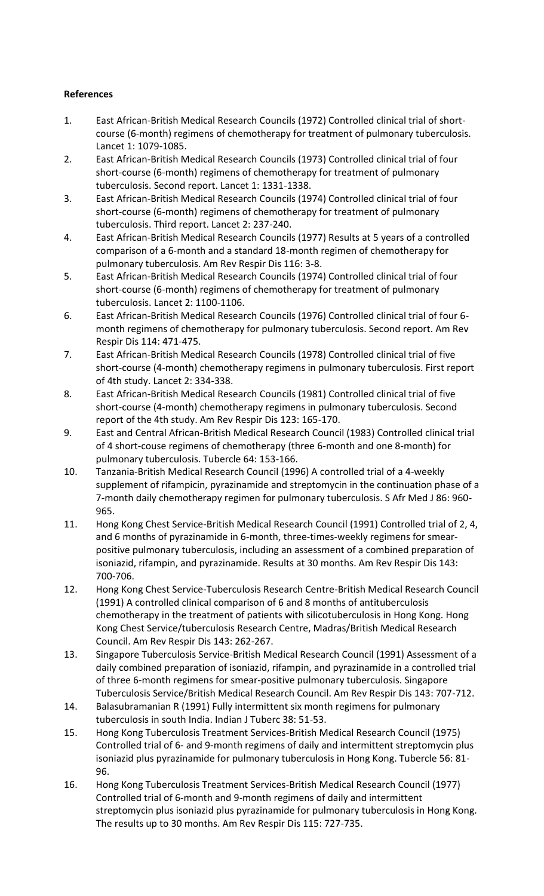**References**

1. East African-British Medical Research Councils (1972) Controlled clinical trial of short-course (6-month) regimens of chemotherapy for treatment of pulmonary tuberculosis. Lancet 1: 1079-1085.
2. East African-British Medical Research Councils (1973) Controlled clinical trial of four short-course (6-month) regimens of chemotherapy for treatment of pulmonary tuberculosis. Second report. Lancet 1: 1331-1338.
3. East African-British Medical Research Councils (1974) Controlled clinical trial of four short-course (6-month) regimens of chemotherapy for treatment of pulmonary tuberculosis. Third report. Lancet 2: 237-240.
4. East African-British Medical Research Councils (1977) Results at 5 years of a controlled comparison of a 6-month and a standard 18-month regimen of chemotherapy for pulmonary tuberculosis. Am Rev Respir Dis 116: 3-8.
5. East African-British Medical Research Councils (1974) Controlled clinical trial of four short-course (6-month) regimens of chemotherapy for treatment of pulmonary tuberculosis. Lancet 2: 1100-1106.
6. East African-British Medical Research Councils (1976) Controlled clinical trial of four 6-month regimens of chemotherapy for pulmonary tuberculosis. Second report. Am Rev Respir Dis 114: 471-475.
7. East African-British Medical Research Councils (1978) Controlled clinical trial of five short-course (4-month) chemotherapy regimens in pulmonary tuberculosis. First report of 4th study. Lancet 2: 334-338.
8. East African-British Medical Research Councils (1981) Controlled clinical trial of five short-course (4-month) chemotherapy regimens in pulmonary tuberculosis. Second report of the 4th study. Am Rev Respir Dis 123: 165-170.
9. East and Central African-British Medical Research Council (1983) Controlled clinical trial of 4 short-couse regimens of chemotherapy (three 6-month and one 8-month) for pulmonary tuberculosis. Tubercle 64: 153-166.
10. Tanzania-British Medical Research Council (1996) A controlled trial of a 4-weekly supplement of rifampicin, pyrazinamide and streptomycin in the continuation phase of a 7-month daily chemotherapy regimen for pulmonary tuberculosis. S Afr Med J 86: 960-965.
11. Hong Kong Chest Service-British Medical Research Council (1991) Controlled trial of 2, 4, and 6 months of pyrazinamide in 6-month, three-times-weekly regimens for smear-positive pulmonary tuberculosis, including an assessment of a combined preparation of isoniazid, rifampin, and pyrazinamide. Results at 30 months. Am Rev Respir Dis 143: 700-706.
12. Hong Kong Chest Service-Tuberculosis Research Centre-British Medical Research Council (1991) A controlled clinical comparison of 6 and 8 months of antituberculosis chemotherapy in the treatment of patients with silicotuberculosis in Hong Kong. Hong Kong Chest Service/tuberculosis Research Centre, Madras/British Medical Research Council. Am Rev Respir Dis 143: 262-267.
13. Singapore Tuberculosis Service-British Medical Research Council (1991) Assessment of a daily combined preparation of isoniazid, rifampin, and pyrazinamide in a controlled trial of three 6-month regimens for smear-positive pulmonary tuberculosis. Singapore Tuberculosis Service/British Medical Research Council. Am Rev Respir Dis 143: 707-712.
14. Balasubramanian R (1991) Fully intermittent six month regimens for pulmonary tuberculosis in south India. Indian J Tuberc 38: 51-53.
15. Hong Kong Tuberculosis Treatment Services-British Medical Research Council (1975) Controlled trial of 6- and 9-month regimens of daily and intermittent streptomycin plus isoniazid plus pyrazinamide for pulmonary tuberculosis in Hong Kong. Tubercle 56: 81-96.
16. Hong Kong Tuberculosis Treatment Services-British Medical Research Council (1977) Controlled trial of 6-month and 9-month regimens of daily and intermittent streptomycin plus isoniazid plus pyrazinamide for pulmonary tuberculosis in Hong Kong. The results up to 30 months. Am Rev Respir Dis 115: 727-735.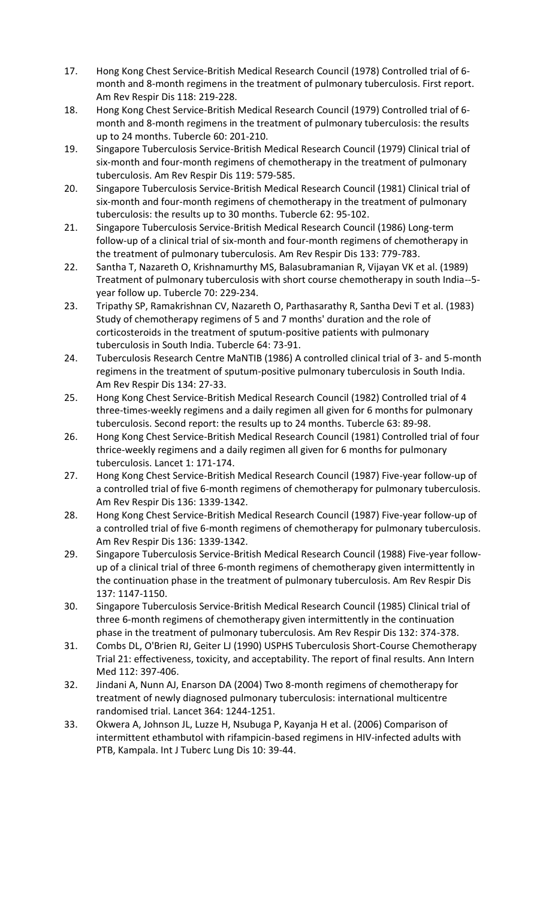17. Hong Kong Chest Service-British Medical Research Council (1978) Controlled trial of 6-month and 8-month regimens in the treatment of pulmonary tuberculosis. First report. Am Rev Respir Dis 118: 219-228.
18. Hong Kong Chest Service-British Medical Research Council (1979) Controlled trial of 6-month and 8-month regimens in the treatment of pulmonary tuberculosis: the results up to 24 months. Tubercle 60: 201-210.
19. Singapore Tuberculosis Service-British Medical Research Council (1979) Clinical trial of six-month and four-month regimens of chemotherapy in the treatment of pulmonary tuberculosis. Am Rev Respir Dis 119: 579-585.
20. Singapore Tuberculosis Service-British Medical Research Council (1981) Clinical trial of six-month and four-month regimens of chemotherapy in the treatment of pulmonary tuberculosis: the results up to 30 months. Tubercle 62: 95-102.
21. Singapore Tuberculosis Service-British Medical Research Council (1986) Long-term follow-up of a clinical trial of six-month and four-month regimens of chemotherapy in the treatment of pulmonary tuberculosis. Am Rev Respir Dis 133: 779-783.
22. Santha T, Nazareth O, Krishnamurthy MS, Balasubramanian R, Vijayan VK et al. (1989) Treatment of pulmonary tuberculosis with short course chemotherapy in south India--5-year follow up. Tubercle 70: 229-234.
23. Tripathy SP, Ramakrishnan CV, Nazareth O, Parthasarathy R, Santha Devi T et al. (1983) Study of chemotherapy regimens of 5 and 7 months' duration and the role of corticosteroids in the treatment of sputum-positive patients with pulmonary tuberculosis in South India. Tubercle 64: 73-91.
24. Tuberculosis Research Centre MaNTIB (1986) A controlled clinical trial of 3- and 5-month regimens in the treatment of sputum-positive pulmonary tuberculosis in South India. Am Rev Respir Dis 134: 27-33.
25. Hong Kong Chest Service-British Medical Research Council (1982) Controlled trial of 4 three-times-weekly regimens and a daily regimen all given for 6 months for pulmonary tuberculosis. Second report: the results up to 24 months. Tubercle 63: 89-98.
26. Hong Kong Chest Service-British Medical Research Council (1981) Controlled trial of four thrice-weekly regimens and a daily regimen all given for 6 months for pulmonary tuberculosis. Lancet 1: 171-174.
27. Hong Kong Chest Service-British Medical Research Council (1987) Five-year follow-up of a controlled trial of five 6-month regimens of chemotherapy for pulmonary tuberculosis. Am Rev Respir Dis 136: 1339-1342.
28. Hong Kong Chest Service-British Medical Research Council (1987) Five-year follow-up of a controlled trial of five 6-month regimens of chemotherapy for pulmonary tuberculosis. Am Rev Respir Dis 136: 1339-1342.
29. Singapore Tuberculosis Service-British Medical Research Council (1988) Five-year follow-up of a clinical trial of three 6-month regimens of chemotherapy given intermittently in the continuation phase in the treatment of pulmonary tuberculosis. Am Rev Respir Dis 137: 1147-1150.
30. Singapore Tuberculosis Service-British Medical Research Council (1985) Clinical trial of three 6-month regimens of chemotherapy given intermittently in the continuation phase in the treatment of pulmonary tuberculosis. Am Rev Respir Dis 132: 374-378.
31. Combs DL, O'Brien RJ, Geiter LJ (1990) USPHS Tuberculosis Short-Course Chemotherapy Trial 21: effectiveness, toxicity, and acceptability. The report of final results. Ann Intern Med 112: 397-406.
32. Jindani A, Nunn AJ, Enarson DA (2004) Two 8-month regimens of chemotherapy for treatment of newly diagnosed pulmonary tuberculosis: international multicentre randomised trial. Lancet 364: 1244-1251.
33. Okwera A, Johnson JL, Luzze H, Nsubuga P, Kayanja H et al. (2006) Comparison of intermittent ethambutol with rifampicin-based regimens in HIV-infected adults with PTB, Kampala. Int J Tuberc Lung Dis 10: 39-44.